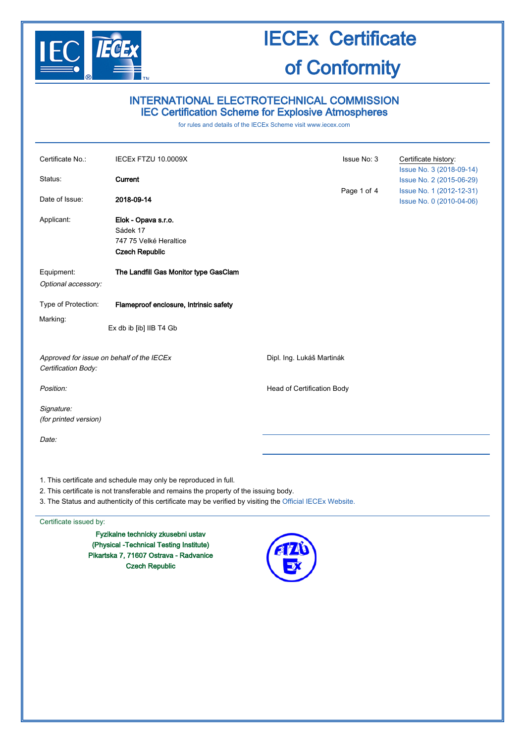# IECEx Certificate of Conformity

## INTERNATIONAL ELECTROTECHNICAL COMMISSION
## IEC Certification Scheme for Explosive Atmospheres

for rules and details of the IECEx Scheme visit www.iecex.com

| | | | |
|---|---|---|---|
| Certificate No.: | IECEx FTZU 10.0009X | Issue No: 3 | Certificate history: Issue No. 3 (2018-09-14) Issue No. 2 (2015-06-29) Issue No. 1 (2012-12-31) Issue No. 0 (2010-04-06) |
| Status: | **Current** | | |
| Date of Issue: | **2018-09-14** | | |

Applicant: **Elok - Opava s.r.o.**
Sádek 17
747 75 Velké Heraltice
**Czech Republic**

Equipment: **The Landfill Gas Monitor type GasClam**

*Optional accessory:*

Type of Protection: **Flameproof enclosure, Intrinsic safety**

Marking:

Ex db ib [ib] IIB T4 Gb

*Approved for issue on behalf of the IECEx Certification Body:* Dipl. Ing. Lukáš Martinák

*Position:* Head of Certification Body

*Signature:*
*(for printed version)*

*Date:*

1. This certificate and schedule may only be reproduced in full.
2. This certificate is not transferable and remains the property of the issuing body.
3. The Status and authenticity of this certificate may be verified by visiting the Official IECEx Website.

Certificate issued by:

**Fyzikalne technicky zkusebni ustav**
**(Physical -Technical Testing Institute)**
**Pikartska 7, 71607 Ostrava - Radvanice**
**Czech Republic**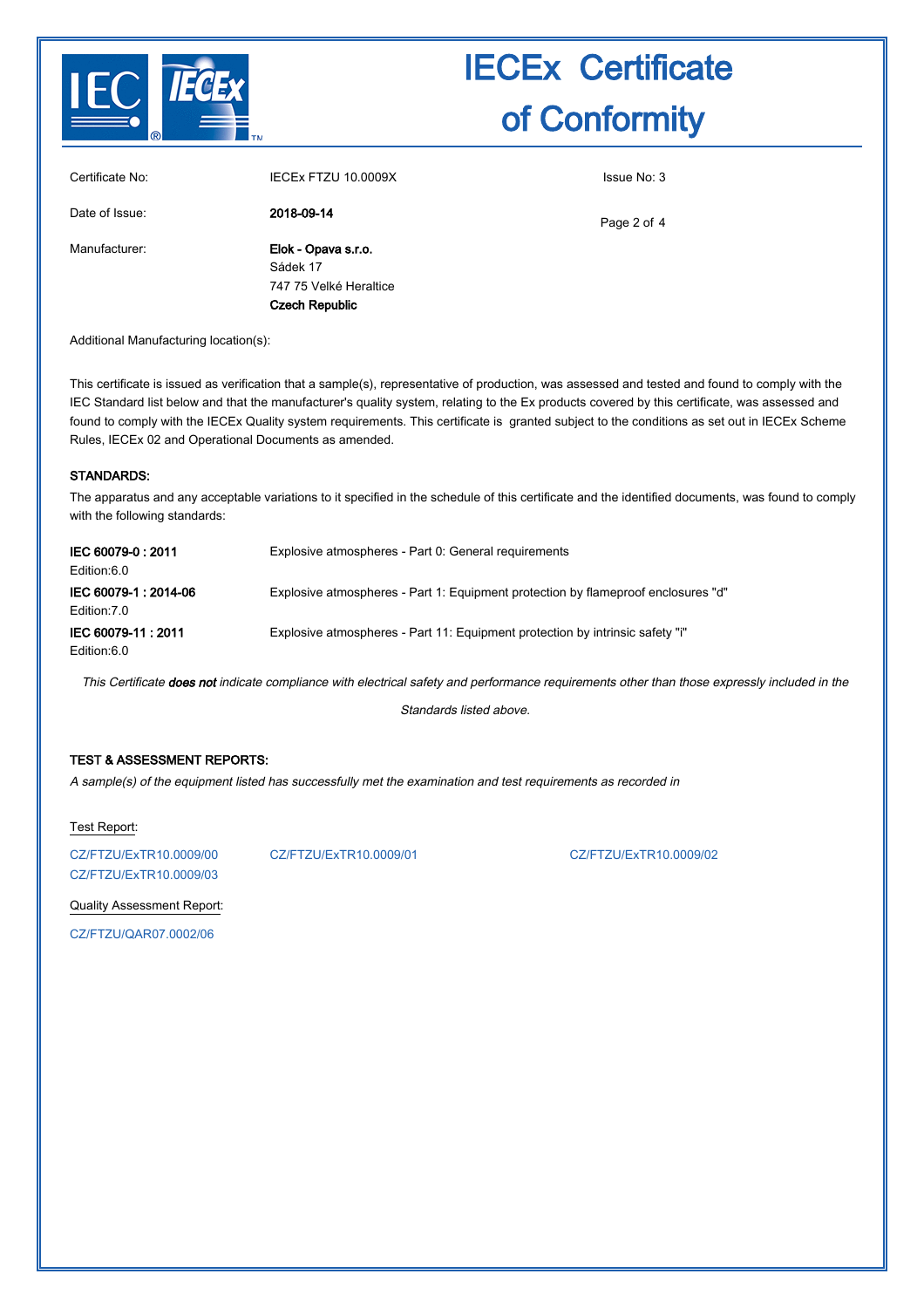# IECEx Certificate of Conformity

| | | |
|---|---|---|
| Certificate No: | IECEx FTZU 10.0009X | Issue No: 3 |
| Date of Issue: | **2018-09-14** | |
| Manufacturer: | **Elok - Opava s.r.o.**<br>Sádek 17<br>747 75 Velké Heraltice<br>**Czech Republic** | |

Additional Manufacturing location(s):

This certificate is issued as verification that a sample(s), representative of production, was assessed and tested and found to comply with the IEC Standard list below and that the manufacturer's quality system, relating to the Ex products covered by this certificate, was assessed and found to comply with the IECEx Quality system requirements. This certificate is granted subject to the conditions as set out in IECEx Scheme Rules, IECEx 02 and Operational Documents as amended.

## STANDARDS:

The apparatus and any acceptable variations to it specified in the schedule of this certificate and the identified documents, was found to comply with the following standards:

| | |
|---|---|
| **IEC 60079-0 : 2011**<br>Edition:6.0 | Explosive atmospheres - Part 0: General requirements |
| **IEC 60079-1 : 2014-06**<br>Edition:7.0 | Explosive atmospheres - Part 1: Equipment protection by flameproof enclosures "d" |
| **IEC 60079-11 : 2011**<br>Edition:6.0 | Explosive atmospheres - Part 11: Equipment protection by intrinsic safety "i" |

*This Certificate **does not** indicate compliance with electrical safety and performance requirements other than those expressly included in the Standards listed above.*

## TEST & ASSESSMENT REPORTS:

*A sample(s) of the equipment listed has successfully met the examination and test requirements as recorded in*

Test Report:

CZ/FTZU/ExTR10.0009/00
CZ/FTZU/ExTR10.0009/01
CZ/FTZU/ExTR10.0009/02
CZ/FTZU/ExTR10.0009/03

Quality Assessment Report:

CZ/FTZU/QAR07.0002/06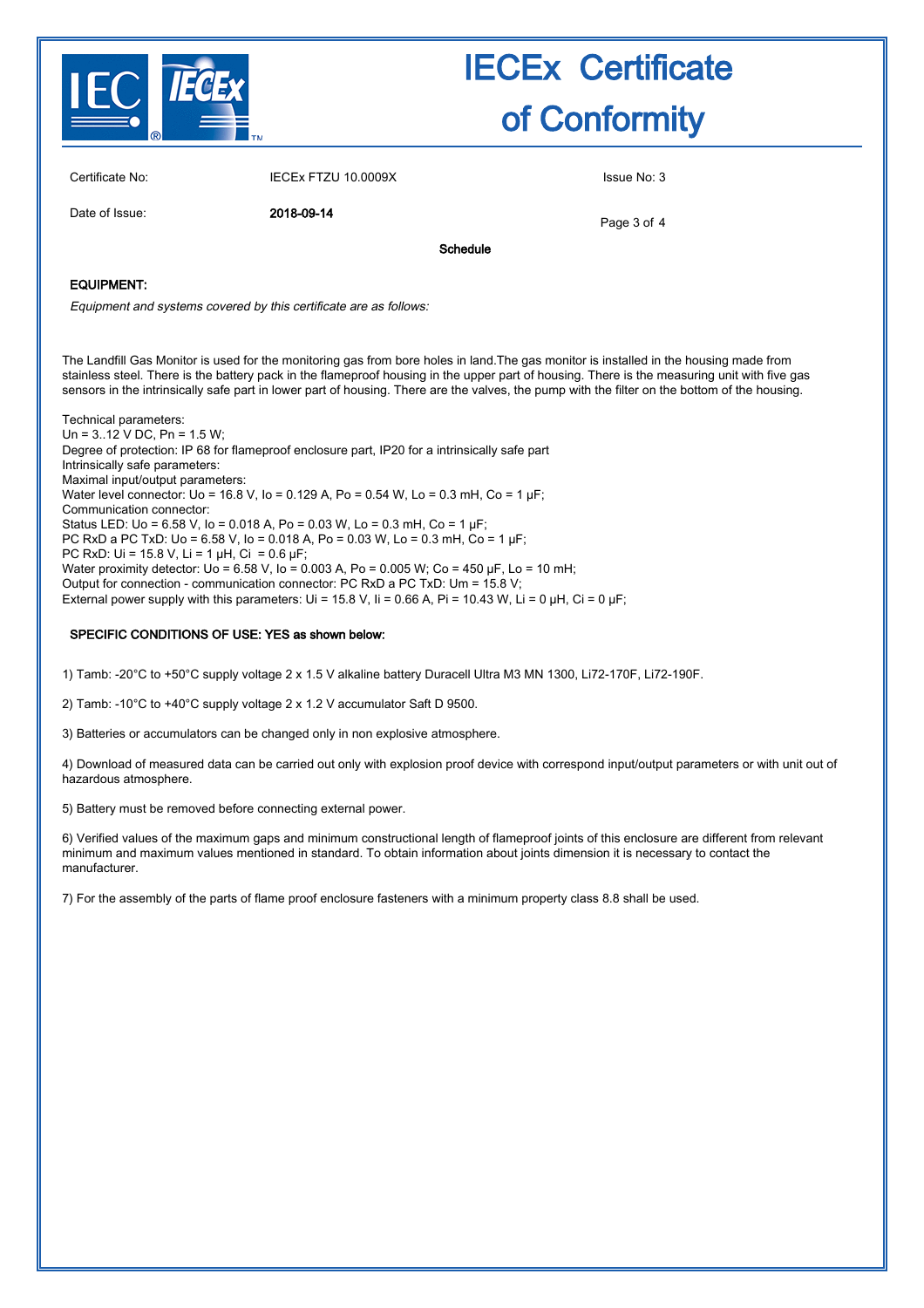# IECEx Certificate of Conformity

Certificate No: IECEx FTZU 10.0009X

Issue No: 3

Date of Issue: **2018-09-14**

**Schedule**

**EQUIPMENT:**

*Equipment and systems covered by this certificate are as follows:*

The Landfill Gas Monitor is used for the monitoring gas from bore holes in land.The gas monitor is installed in the housing made from stainless steel. There is the battery pack in the flameproof housing in the upper part of housing. There is the measuring unit with five gas sensors in the intrinsically safe part in lower part of housing. There are the valves, the pump with the filter on the bottom of the housing.

Technical parameters:
$U_n$ = 3..12 V DC, $P_n$ = 1.5 W;
Degree of protection: IP 68 for flameproof enclosure part, IP20 for a intrinsically safe part
Intrinsically safe parameters:
Maximal input/output parameters:
Water level connector: $U_o$ = 16.8 V, $I_o$ = 0.129 A, $P_o$ = 0.54 W, $L_o$ = 0.3 mH, $C_o$ = 1 μF;
Communication connector:
Status LED: $U_o$ = 6.58 V, $I_o$ = 0.018 A, $P_o$ = 0.03 W, $L_o$ = 0.3 mH, $C_o$ = 1 μF;
PC RxD a PC TxD: $U_o$ = 6.58 V, $I_o$ = 0.018 A, $P_o$ = 0.03 W, $L_o$ = 0.3 mH, $C_o$ = 1 μF;
PC RxD: $U_i$ = 15.8 V, $L_i$ = 1 μH, $C_i$ = 0.6 μF;
Water proximity detector: $U_o$ = 6.58 V, $I_o$ = 0.003 A, $P_o$ = 0.005 W; $C_o$ = 450 μF, $L_o$ = 10 mH;
Output for connection - communication connector: PC RxD a PC TxD: $U_m$ = 15.8 V;
External power supply with this parameters: $U_i$ = 15.8 V, $I_i$ = 0.66 A, $P_i$ = 10.43 W, $L_i$ = 0 μH, $C_i$ = 0 μF;

**SPECIFIC CONDITIONS OF USE: YES as shown below:**

1) Tamb: -20°C to +50°C supply voltage 2 x 1.5 V alkaline battery Duracell Ultra M3 MN 1300, Li72-170F, Li72-190F.

2) Tamb: -10°C to +40°C supply voltage 2 x 1.2 V accumulator Saft D 9500.

3) Batteries or accumulators can be changed only in non explosive atmosphere.

4) Download of measured data can be carried out only with explosion proof device with correspond input/output parameters or with unit out of hazardous atmosphere.

5) Battery must be removed before connecting external power.

6) Verified values of the maximum gaps and minimum constructional length of flameproof joints of this enclosure are different from relevant minimum and maximum values mentioned in standard. To obtain information about joints dimension it is necessary to contact the manufacturer.

7) For the assembly of the parts of flame proof enclosure fasteners with a minimum property class 8.8 shall be used.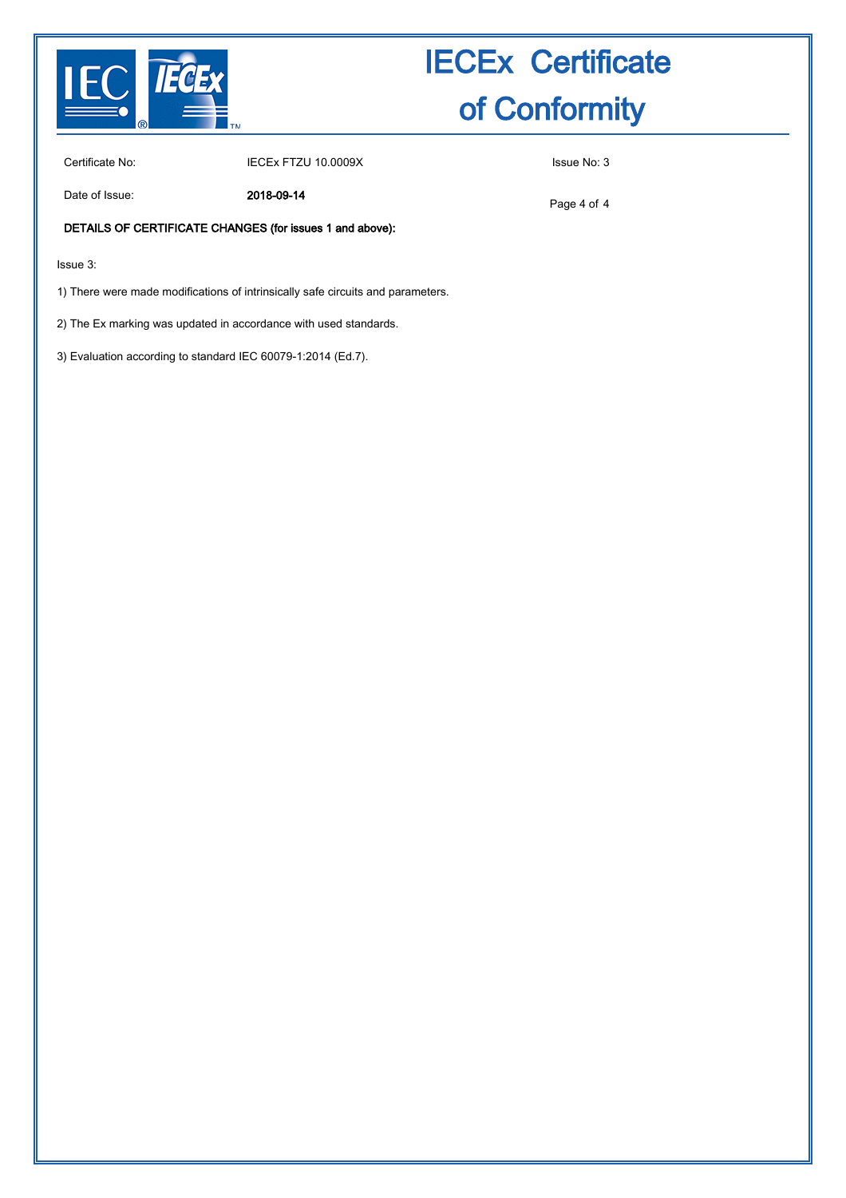# IECEx Certificate of Conformity

| | | |
|---|---|---|
| Certificate No: | IECEx FTZU 10.0009X | Issue No: 3 |
| Date of Issue: | **2018-09-14** | |

**DETAILS OF CERTIFICATE CHANGES (for issues 1 and above):**

Issue 3:

1) There were made modifications of intrinsically safe circuits and parameters.

2) The Ex marking was updated in accordance with used standards.

3) Evaluation according to standard IEC 60079-1:2014 (Ed.7).